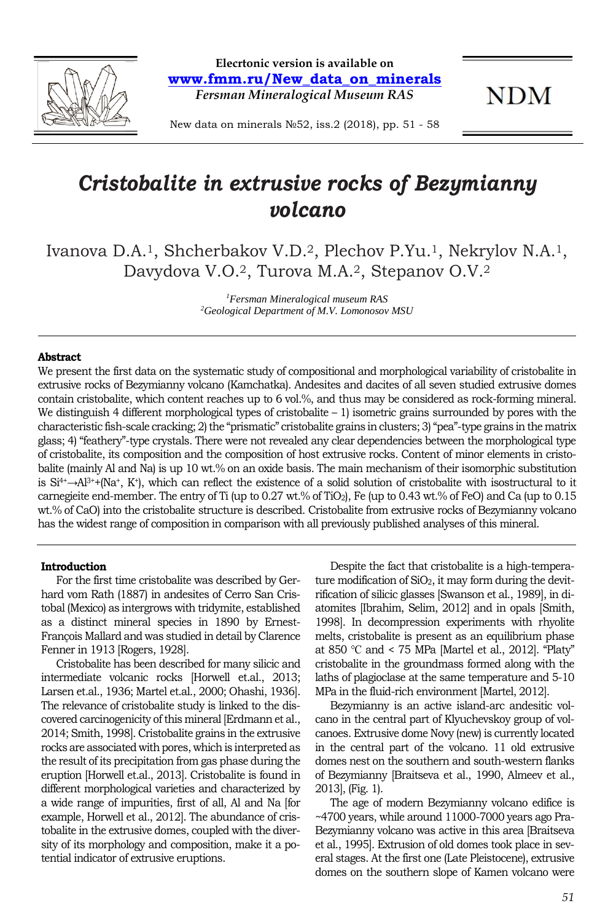# Cristobalite in extrusive rocks of Bezymianny volcano

Ivanova D.A.[1], Shcherbakov V.D.[2], Plechov P.Yu.[1], Nekrylov N.A.[1], Davydova V.O.[2], Turova M.A.[2], Stepanov O.V.[2]

[1] *Fersman Mineralogical museum RAS*
[2] *Geological Department of M.V. Lomonosov MSU*

**Abstract**

We present the first data on the systematic study of compositional and morphological variability of cristobalite in extrusive rocks of Bezymianny volcano (Kamchatka). Andesites and dacites of all seven studied extrusive domes contain cristobalite, which content reaches up to 6 vol.%, and thus may be considered as rock-forming mineral. We distinguish 4 different morphological types of cristobalite – 1) isometric grains surrounded by pores with the characteristic fish-scale cracking; 2) the "prismatic" cristobalite grains in clusters; 3) "pea"-type grains in the matrix glass; 4) "feathery"-type crystals. There were not revealed any clear dependencies between the morphological type of cristobalite, its composition and the composition of host extrusive rocks. Content of minor elements in cristobalite (mainly Al and Na) is up 10 wt.% on an oxide basis. The main mechanism of their isomorphic substitution is $Si^{4+} \rightarrow Al^{3+} + (Na^{+}, K^{+})$, which can reflect the existence of a solid solution of cristobalite with isostructural to it carnegieite end-member. The entry of Ti (up to 0.27 wt.% of $TiO_2$), Fe (up to 0.43 wt.% of FeO) and Ca (up to 0.15 wt.% of CaO) into the cristobalite structure is described. Cristobalite from extrusive rocks of Bezymianny volcano has the widest range of composition in comparison with all previously published analyses of this mineral.

**Introduction**

For the first time cristobalite was described by Gerhard vom Rath (1887) in andesites of Cerro San Cristobal (Mexico) as intergrows with tridymite, established as a distinct mineral species in 1890 by Ernest-François Mallard and was studied in detail by Clarence Fenner in 1913 [Rogers, 1928].

Cristobalite has been described for many silicic and intermediate volcanic rocks [Horwell et.al., 2013; Larsen et.al., 1936; Martel et.al., 2000; Ohashi, 1936]. The relevance of cristobalite study is linked to the discovered carcinogenicity of this mineral [Erdmann et al., 2014; Smith, 1998]. Cristobalite grains in the extrusive rocks are associated with pores, which is interpreted as the result of its precipitation from gas phase during the eruption [Horwell et.al., 2013]. Cristobalite is found in different morphological varieties and characterized by a wide range of impurities, first of all, Al and Na [for example, Horwell et al., 2012]. The abundance of cristobalite in the extrusive domes, coupled with the diversity of its morphology and composition, make it a potential indicator of extrusive eruptions.

Despite the fact that cristobalite is a high-temperature modification of $SiO_2$, it may form during the devitrification of silicic glasses [Swanson et al., 1989], in diatomites [Ibrahim, Selim, 2012] and in opals [Smith, 1998]. In decompression experiments with rhyolite melts, cristobalite is present as an equilibrium phase at 850 °C and < 75 MPa [Martel et al., 2012]. "Platy" cristobalite in the groundmass formed along with the laths of plagioclase at the same temperature and 5-10 MPa in the fluid-rich environment [Martel, 2012].

Bezymianny is an active island-arc andesitic volcano in the central part of Klyuchevskoy group of volcanoes. Extrusive dome Novy (new) is currently located in the central part of the volcano. 11 old extrusive domes nest on the southern and south-western flanks of Bezymianny [Braitseva et al., 1990, Almeev et al., 2013], (Fig. 1).

The age of modern Bezymianny volcano edifice is ~4700 years, while around 11000-7000 years ago Pra-Bezymianny volcano was active in this area [Braitseva et al., 1995]. Extrusion of old domes took place in several stages. At the first one (Late Pleistocene), extrusive domes on the southern slope of Kamen volcano were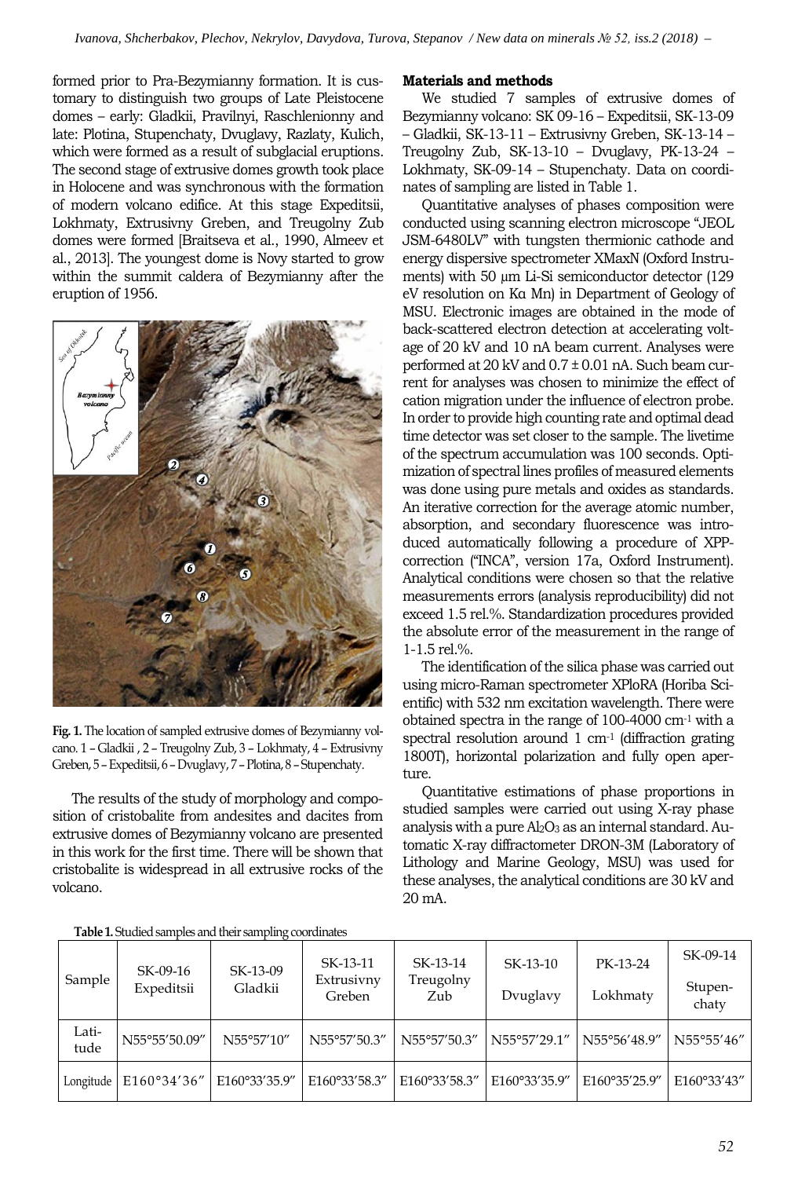formed prior to Pra-Bezymianny formation. It is customary to distinguish two groups of Late Pleistocene domes – early: Gladkii, Pravilnyi, Raschlenionny and late: Plotina, Stupenchaty, Dvuglavy, Razlaty, Kulich, which were formed as a result of subglacial eruptions. The second stage of extrusive domes growth took place in Holocene and was synchronous with the formation of modern volcano edifice. At this stage Expeditsii, Lokhmaty, Extrusivny Greben, and Treugolny Zub domes were formed [Braitseva et al., 1990, Almeev et al., 2013]. The youngest dome is Novy started to grow within the summit caldera of Bezymianny after the eruption of 1956.

**Fig. 1.** The location of sampled extrusive domes of Bezymianny volcano. 1 – Gladkii , 2 – Treugolny Zub, 3 – Lokhmaty, 4 – Extrusivny Greben, 5 – Expeditsii, 6 – Dvuglavy, 7 – Plotina, 8 – Stupenchaty.

The results of the study of morphology and composition of cristobalite from andesites and dacites from extrusive domes of Bezymianny volcano are presented in this work for the first time. There will be shown that cristobalite is widespread in all extrusive rocks of the volcano.

**Materials and methods**

We studied 7 samples of extrusive domes of Bezymianny volcano: SK 09-16 – Expeditsii, SK-13-09 – Gladkii, SK-13-11 – Extrusivny Greben, SK-13-14 – Treugolny Zub, SK-13-10 – Dvuglavy, PK-13-24 – Lokhmaty, SK-09-14 – Stupenchaty. Data on coordinates of sampling are listed in Table 1.

Quantitative analyses of phases composition were conducted using scanning electron microscope "JEOL JSM-6480LV" with tungsten thermionic cathode and energy dispersive spectrometer XMaxN (Oxford Instruments) with 50 μm Li-Si semiconductor detector (129 eV resolution on Kα Mn) in Department of Geology of MSU. Electronic images are obtained in the mode of back-scattered electron detection at accelerating voltage of 20 kV and 10 nA beam current. Analyses were performed at 20 kV and 0.7 ± 0.01 nA. Such beam current for analyses was chosen to minimize the effect of cation migration under the influence of electron probe. In order to provide high counting rate and optimal dead time detector was set closer to the sample. The livetime of the spectrum accumulation was 100 seconds. Optimization of spectral lines profiles of measured elements was done using pure metals and oxides as standards. An iterative correction for the average atomic number, absorption, and secondary fluorescence was introduced automatically following a procedure of XPP-correction ("INCA", version 17a, Oxford Instrument). Analytical conditions were chosen so that the relative measurements errors (analysis reproducibility) did not exceed 1.5 rel.%. Standardization procedures provided the absolute error of the measurement in the range of 1-1.5 rel.%.

The identification of the silica phase was carried out using micro-Raman spectrometer XPloRA (Horiba Scientific) with 532 nm excitation wavelength. There were obtained spectra in the range of 100-4000 $cm^{-1}$ with a spectral resolution around 1 $cm^{-1}$ (diffraction grating 1800T), horizontal polarization and fully open aperture.

Quantitative estimations of phase proportions in studied samples were carried out using X-ray phase analysis with a pure $Al_2O_3$ as an internal standard. Automatic X-ray diffractometer DRON-3M (Laboratory of Lithology and Marine Geology, MSU) was used for these analyses, the analytical conditions are 30 kV and 20 mA.

**Table 1.** Studied samples and their sampling coordinates

| Sample | SK-09-16 Expeditsii | SK-13-09 Gladkii | SK-13-11 Extrusivny Greben | SK-13-14 Treugolny Zub | SK-13-10 Dvuglavy | PK-13-24 Lokhmaty | SK-09-14 Stupenchaty |
|---|---|---|---|---|---|---|---|
| Latitude | N55°55′50.09″ | N55°57′10″ | N55°57′50.3″ | N55°57′50.3″ | N55°57′29.1″ | N55°56′48.9″ | N55°55′46″ |
| Longitude | E160°34′36″ | E160°33′35.9″ | E160°33′58.3″ | E160°33′58.3″ | E160°33′35.9″ | E160°35′25.9″ | E160°33′43″ |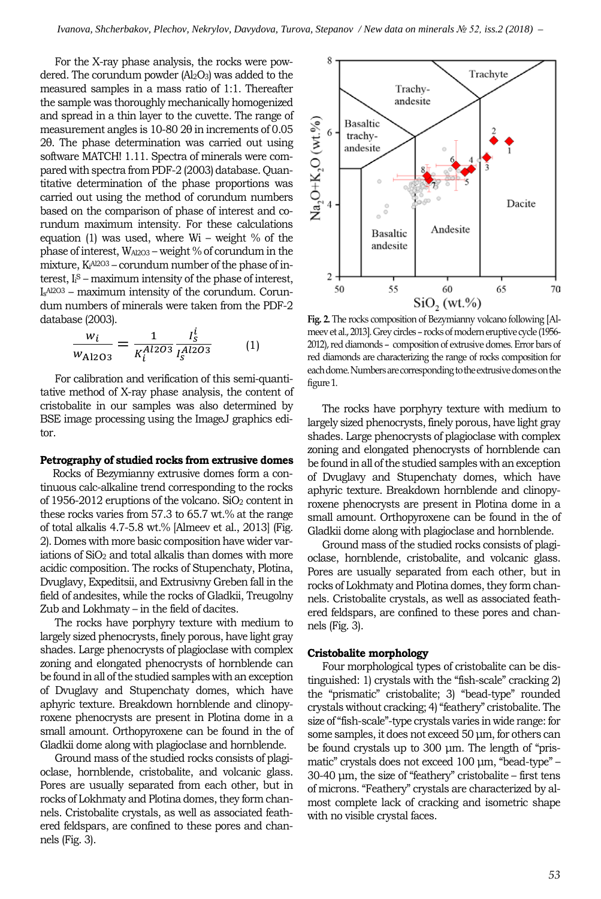For the X-ray phase analysis, the rocks were powdered. The corundum powder ($Al_2O_3$) was added to the measured samples in a mass ratio of 1:1. Thereafter the sample was thoroughly mechanically homogenized and spread in a thin layer to the cuvette. The range of measurement angles is 10-80 2θ in increments of 0.05 2θ. The phase determination was carried out using software MATCH! 1.11. Spectra of minerals were compared with spectra from PDF-2 (2003) database. Quantitative determination of the phase proportions was carried out using the method of corundum numbers based on the comparison of phase of interest and corundum maximum intensity. For these calculations equation (1) was used, where Wi – weight % of the phase of interest, $W_{Al2O3}$ – weight % of corundum in the mixture, $K_i^{Al2O3}$ – corundum number of the phase of interest, $I_i^S$ – maximum intensity of the phase of interest, $I_S^{Al2O3}$ – maximum intensity of the corundum. Corundum numbers of minerals were taken from the PDF-2 database (2003).

$$\frac{w_i}{w_{Al2O3}} = \frac{1}{K_i^{Al2O3}} \frac{I_S^i}{I_S^{Al2O3}} \qquad (1)$$

For calibration and verification of this semi-quantitative method of X-ray phase analysis, the content of cristobalite in our samples was also determined by BSE image processing using the ImageJ graphics editor.

**Petrography of studied rocks from extrusive domes**

Rocks of Bezymianny extrusive domes form a continuous calc-alkaline trend corresponding to the rocks of 1956-2012 eruptions of the volcano. $SiO_2$ content in these rocks varies from 57.3 to 65.7 wt.% at the range of total alkalis 4.7-5.8 wt.% [Almeev et al., 2013] (Fig. 2). Domes with more basic composition have wider variations of $SiO_2$ and total alkalis than domes with more acidic composition. The rocks of Stupenchaty, Plotina, Dvuglavy, Expeditsii, and Extrusivny Greben fall in the field of andesites, while the rocks of Gladkii, Treugolny Zub and Lokhmaty – in the field of dacites.

The rocks have porphyry texture with medium to largely sized phenocrysts, finely porous, have light gray shades. Large phenocrysts of plagioclase with complex zoning and elongated phenocrysts of hornblende can be found in all of the studied samples with an exception of Dvuglavy and Stupenchaty domes, which have aphyric texture. Breakdown hornblende and clinopyroxene phenocrysts are present in Plotina dome in a small amount. Orthopyroxene can be found in the of Gladkii dome along with plagioclase and hornblende.

Ground mass of the studied rocks consists of plagioclase, hornblende, cristobalite, and volcanic glass. Pores are usually separated from each other, but in rocks of Lokhmaty and Plotina domes, they form channels. Cristobalite crystals, as well as associated feathered feldspars, are confined to these pores and channels (Fig. 3).

**Fig. 2.** The rocks composition of Bezymianny volcano following [Almeev et al., 2013]. Grey circles – rocks of modern eruptive cycle (1956-2012), red diamonds – composition of extrusive domes. Error bars of red diamonds are characterizing the range of rocks composition for each dome. Numbers are corresponding to the extrusive domes on the figure 1.

The rocks have porphyry texture with medium to largely sized phenocrysts, finely porous, have light gray shades. Large phenocrysts of plagioclase with complex zoning and elongated phenocrysts of hornblende can be found in all of the studied samples with an exception of Dvuglavy and Stupenchaty domes, which have aphyric texture. Breakdown hornblende and clinopyroxene phenocrysts are present in Plotina dome in a small amount. Orthopyroxene can be found in the of Gladkii dome along with plagioclase and hornblende.

Ground mass of the studied rocks consists of plagioclase, hornblende, cristobalite, and volcanic glass. Pores are usually separated from each other, but in rocks of Lokhmaty and Plotina domes, they form channels. Cristobalite crystals, as well as associated feathered feldspars, are confined to these pores and channels (Fig. 3).

**Cristobalite morphology**

Four morphological types of cristobalite can be distinguished: 1) crystals with the "fish-scale" cracking 2) the "prismatic" cristobalite; 3) "bead-type" rounded crystals without cracking; 4) "feathery" cristobalite. The size of "fish-scale"-type crystals varies in wide range: for some samples, it does not exceed 50 µm, for others can be found crystals up to 300 µm. The length of "prismatic" crystals does not exceed 100 µm, "bead-type" – 30-40 µm, the size of "feathery" cristobalite – first tens of microns. "Feathery" crystals are characterized by almost complete lack of cracking and isometric shape with no visible crystal faces.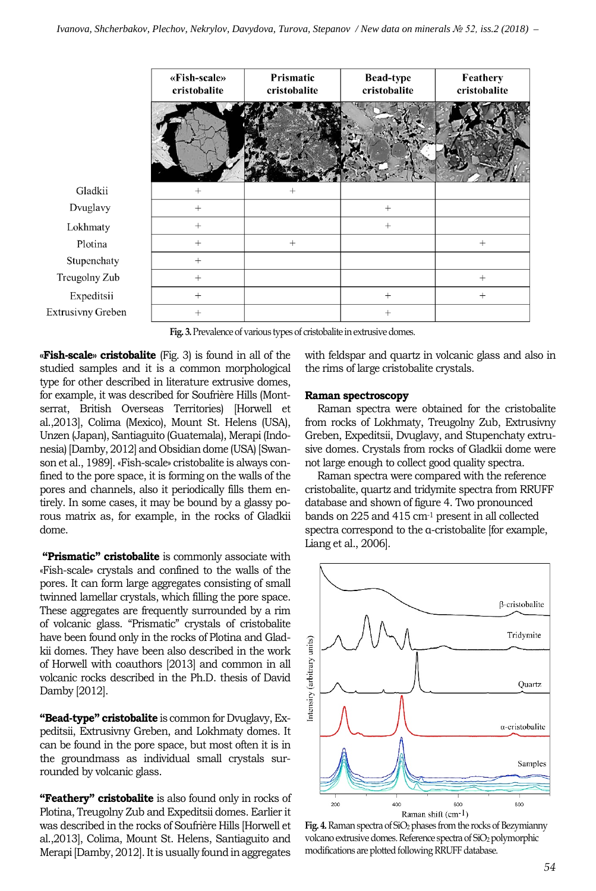| | «Fish-scale» cristobalite | Prismatic cristobalite | Bead-type cristobalite | Feathery cristobalite |
|---|---|---|---|---|
| Gladkii | + | + | | |
| Dvuglavy | + | | + | |
| Lokhmaty | + | | + | |
| Plotina | + | + | | + |
| Stupenchaty | + | | | |
| Treugolny Zub | + | | | + |
| Expeditsii | + | | + | + |
| Extrusivny Greben | + | | + | |

**Fig. 3.** Prevalence of various types of cristobalite in extrusive domes.

**«Fish-scale» cristobalite** (Fig. 3) is found in all of the studied samples and it is a common morphological type for other described in literature extrusive domes, for example, it was described for Soufrière Hills (Montserrat, British Overseas Territories) [Horwell et al.,2013], Colima (Mexico), Mount St. Helens (USA), Unzen (Japan), Santiaguito (Guatemala), Merapi (Indonesia) [Damby, 2012] and Obsidian dome (USA) [Swanson et al., 1989]. «Fish-scale» cristobalite is always confined to the pore space, it is forming on the walls of the pores and channels, also it periodically fills them entirely. In some cases, it may be bound by a glassy porous matrix as, for example, in the rocks of Gladkii dome.

**"Prismatic" cristobalite** is commonly associate with «Fish-scale» crystals and confined to the walls of the pores. It can form large aggregates consisting of small twinned lamellar crystals, which filling the pore space. These aggregates are frequently surrounded by a rim of volcanic glass. "Prismatic" crystals of cristobalite have been found only in the rocks of Plotina and Gladkii domes. They have been also described in the work of Horwell with coauthors [2013] and common in all volcanic rocks described in the Ph.D. thesis of David Damby [2012].

**"Bead-type" cristobalite** is common for Dvuglavy, Expeditsii, Extrusivny Greben, and Lokhmaty domes. It can be found in the pore space, but most often it is in the groundmass as individual small crystals surrounded by volcanic glass.

**"Feathery" cristobalite** is also found only in rocks of Plotina, Treugolny Zub and Expeditsii domes. Earlier it was described in the rocks of Soufrière Hills [Horwell et al.,2013], Colima, Mount St. Helens, Santiaguito and Merapi [Damby, 2012]. It is usually found in aggregates with feldspar and quartz in volcanic glass and also in the rims of large cristobalite crystals.

**Raman spectroscopy**

Raman spectra were obtained for the cristobalite from rocks of Lokhmaty, Treugolny Zub, Extrusivny Greben, Expeditsii, Dvuglavy, and Stupenchaty extrusive domes. Crystals from rocks of Gladkii dome were not large enough to collect good quality spectra.

Raman spectra were compared with the reference cristobalite, quartz and tridymite spectra from RRUFF database and shown of figure 4. Two pronounced bands on 225 and 415 $cm^{-1}$ present in all collected spectra correspond to the α-cristobalite [for example, Liang et al., 2006].

**Fig. 4.** Raman spectra of $SiO_2$ phases from the rocks of Bezymianny volcano extrusive domes. Reference spectra of $SiO_2$ polymorphic modifications are plotted following RRUFF database.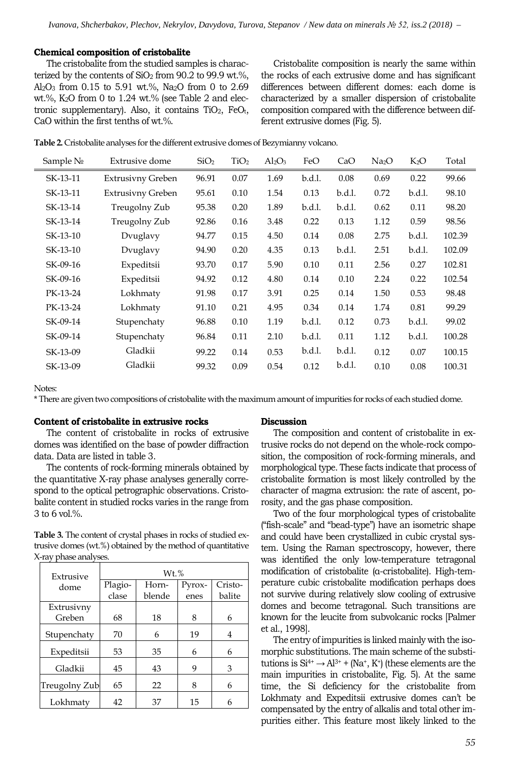### Chemical composition of cristobalite

The cristobalite from the studied samples is characterized by the contents of $SiO_2$ from 90.2 to 99.9 wt.%, $Al_2O_3$ from 0.15 to 5.91 wt.%, $Na_2O$ from 0 to 2.69 wt.%, $K_2O$ from 0 to 1.24 wt.% (see Table 2 and electronic supplementary). Also, it contains $TiO_2$, $FeO_t$, CaO within the first tenths of wt.%.

Cristobalite composition is nearly the same within the rocks of each extrusive dome and has significant differences between different domes: each dome is characterized by a smaller dispersion of cristobalite composition compared with the difference between different extrusive domes (Fig. 5).

**Table 2.** Cristobalite analyses for the different extrusive domes of Bezymianny volcano.

| Sample № | Extrusive dome | $SiO_2$ | $TiO_2$ | $Al_2O_3$ | FeO | CaO | $Na_2O$ | $K_2O$ | Total |
|---|---|---|---|---|---|---|---|---|---|
| SK-13-11 | Extrusivny Greben | 96.91 | 0.07 | 1.69 | b.d.l. | 0.08 | 0.69 | 0.22 | 99.66 |
| SK-13-11 | Extrusivny Greben | 95.61 | 0.10 | 1.54 | 0.13 | b.d.l. | 0.72 | b.d.l. | 98.10 |
| SK-13-14 | Treugolny Zub | 95.38 | 0.20 | 1.89 | b.d.l. | b.d.l. | 0.62 | 0.11 | 98.20 |
| SK-13-14 | Treugolny Zub | 92.86 | 0.16 | 3.48 | 0.22 | 0.13 | 1.12 | 0.59 | 98.56 |
| SK-13-10 | Dvuglavy | 94.77 | 0.15 | 4.50 | 0.14 | 0.08 | 2.75 | b.d.l. | 102.39 |
| SK-13-10 | Dvuglavy | 94.90 | 0.20 | 4.35 | 0.13 | b.d.l. | 2.51 | b.d.l. | 102.09 |
| SK-09-16 | Expeditsii | 93.70 | 0.17 | 5.90 | 0.10 | 0.11 | 2.56 | 0.27 | 102.81 |
| SK-09-16 | Expeditsii | 94.92 | 0.12 | 4.80 | 0.14 | 0.10 | 2.24 | 0.22 | 102.54 |
| PK-13-24 | Lokhmaty | 91.98 | 0.17 | 3.91 | 0.25 | 0.14 | 1.50 | 0.53 | 98.48 |
| PK-13-24 | Lokhmaty | 91.10 | 0.21 | 4.95 | 0.34 | 0.14 | 1.74 | 0.81 | 99.29 |
| SK-09-14 | Stupenchaty | 96.88 | 0.10 | 1.19 | b.d.l. | 0.12 | 0.73 | b.d.l. | 99.02 |
| SK-09-14 | Stupenchaty | 96.84 | 0.11 | 2.10 | b.d.l. | 0.11 | 1.12 | b.d.l. | 100.28 |
| SK-13-09 | Gladkii | 99.22 | 0.14 | 0.53 | b.d.l. | b.d.l. | 0.12 | 0.07 | 100.15 |
| SK-13-09 | Gladkii | 99.32 | 0.09 | 0.54 | 0.12 | b.d.l. | 0.10 | 0.08 | 100.31 |

Notes:

* There are given two compositions of cristobalite with the maximum amount of impurities for rocks of each studied dome.

### Content of cristobalite in extrusive rocks

The content of cristobalite in rocks of extrusive domes was identified on the base of powder diffraction data. Data are listed in table 3.

The contents of rock-forming minerals obtained by the quantitative X-ray phase analyses generally correspond to the optical petrographic observations. Cristobalite content in studied rocks varies in the range from 3 to 6 vol.%.

**Table 3.** The content of crystal phases in rocks of studied extrusive domes (wt.%) obtained by the method of quantitative X-ray phase analyses.

| Extrusive dome | Wt.% | | | |
|---|---|---|---|---|
| | Plagioclase | Hornblende | Pyroxenes | Cristobalite |
| Extrusivny Greben | 68 | 18 | 8 | 6 |
| Stupenchaty | 70 | 6 | 19 | 4 |
| Expeditsii | 53 | 35 | 6 | 6 |
| Gladkii | 45 | 43 | 9 | 3 |
| Treugolny Zub | 65 | 22 | 8 | 6 |
| Lokhmaty | 42 | 37 | 15 | 6 |

### Discussion

The composition and content of cristobalite in extrusive rocks do not depend on the whole-rock composition, the composition of rock-forming minerals, and morphological type. These facts indicate that process of cristobalite formation is most likely controlled by the character of magma extrusion: the rate of ascent, porosity, and the gas phase composition.

Two of the four morphological types of cristobalite ("fish-scale" and "bead-type") have an isometric shape and could have been crystallized in cubic crystal system. Using the Raman spectroscopy, however, there was identified the only low-temperature tetragonal modification of cristobalite (α-cristobalite). High-temperature cubic cristobalite modification perhaps does not survive during relatively slow cooling of extrusive domes and become tetragonal. Such transitions are known for the leucite from subvolcanic rocks [Palmer et al., 1998].

The entry of impurities is linked mainly with the isomorphic substitutions. The main scheme of the substitutions is $Si^{4+} \rightarrow Al^{3+} + (Na^+, K^+)$ (these elements are the main impurities in cristobalite, Fig. 5). At the same time, the Si deficiency for the cristobalite from Lokhmaty and Expeditsii extrusive domes can't be compensated by the entry of alkalis and total other impurities either. This feature most likely linked to the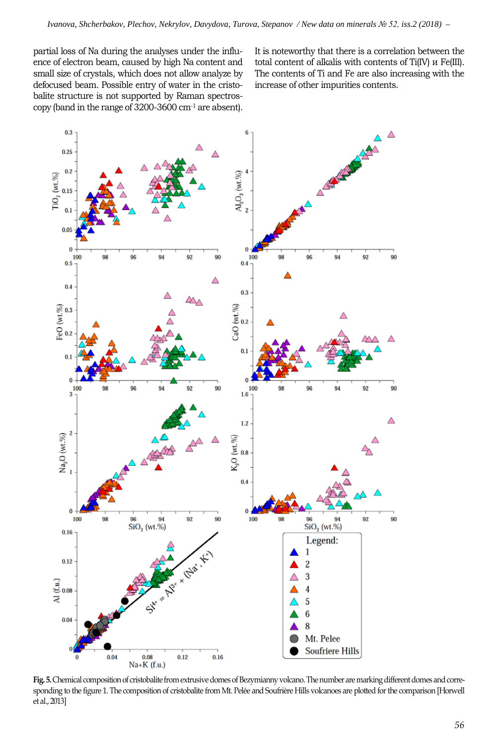partial loss of Na during the analyses under the influence of electron beam, caused by high Na content and small size of crystals, which does not allow analyze by defocused beam. Possible entry of water in the cristobalite structure is not supported by Raman spectroscopy (band in the range of 3200-3600 $cm^{-1}$ are absent).

It is noteworthy that there is a correlation between the total content of alkalis with contents of Ti(IV) и Fe(III). The contents of Ti and Fe are also increasing with the increase of other impurities contents.

**Fig. 5.** Chemical composition of cristobalite from extrusive domes of Bezymianny volcano. The number are marking different domes and corresponding to the figure 1. The composition of cristobalite from Mt. Pelée and Soufrière Hills volcanoes are plotted for the comparison [Horwell et al., 2013]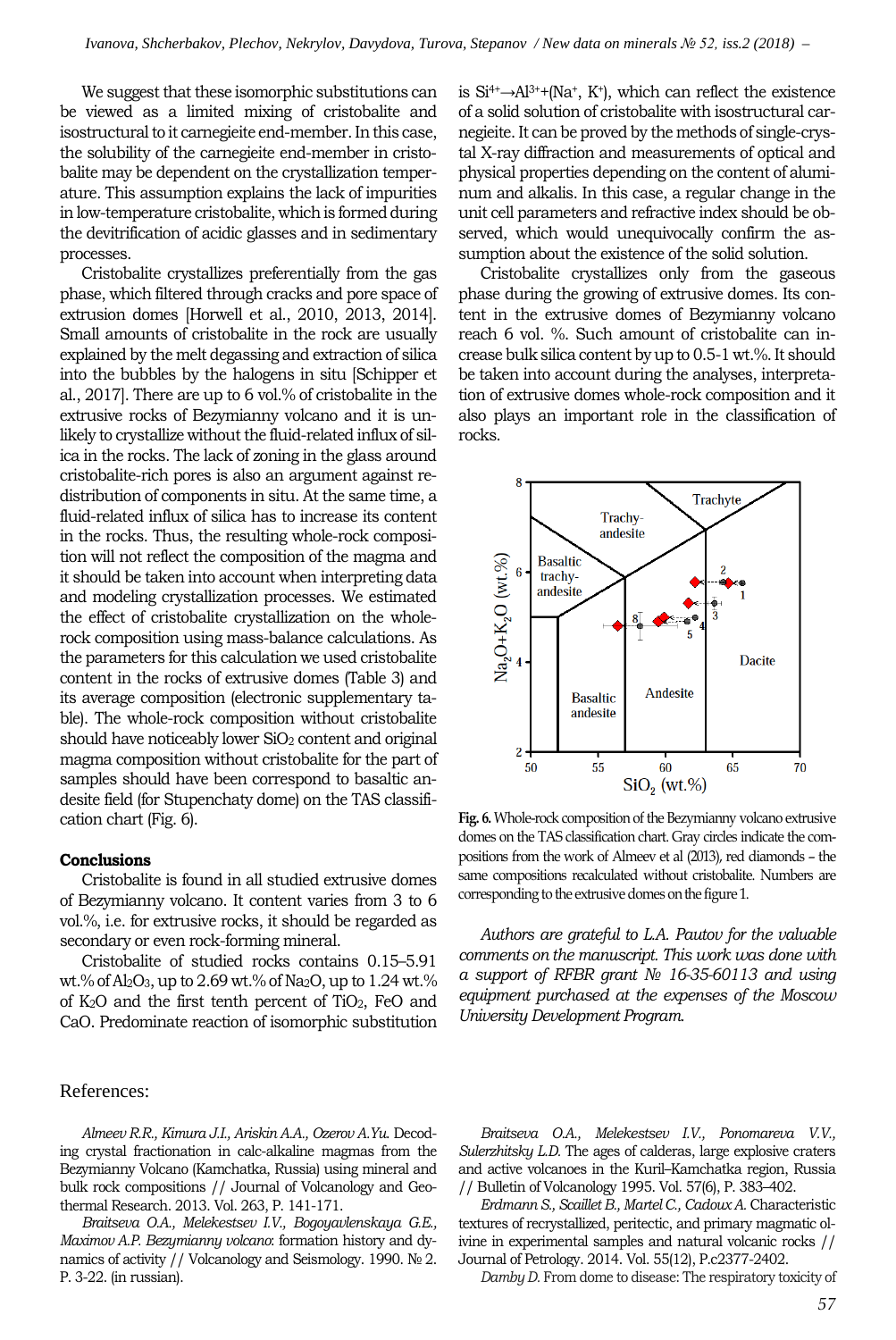We suggest that these isomorphic substitutions can be viewed as a limited mixing of cristobalite and isostructural to it carnegieite end-member. In this case, the solubility of the carnegieite end-member in cristobalite may be dependent on the crystallization temperature. This assumption explains the lack of impurities in low-temperature cristobalite, which is formed during the devitrification of acidic glasses and in sedimentary processes.

Cristobalite crystallizes preferentially from the gas phase, which filtered through cracks and pore space of extrusion domes [Horwell et al., 2010, 2013, 2014]. Small amounts of cristobalite in the rock are usually explained by the melt degassing and extraction of silica into the bubbles by the halogens in situ [Schipper et al., 2017]. There are up to 6 vol.% of cristobalite in the extrusive rocks of Bezymianny volcano and it is unlikely to crystallize without the fluid-related influx of silica in the rocks. The lack of zoning in the glass around cristobalite-rich pores is also an argument against redistribution of components in situ. At the same time, a fluid-related influx of silica has to increase its content in the rocks. Thus, the resulting whole-rock composition will not reflect the composition of the magma and it should be taken into account when interpreting data and modeling crystallization processes. We estimated the effect of cristobalite crystallization on the whole-rock composition using mass-balance calculations. As the parameters for this calculation we used cristobalite content in the rocks of extrusive domes (Table 3) and its average composition (electronic supplementary table). The whole-rock composition without cristobalite should have noticeably lower $SiO_2$ content and original magma composition without cristobalite for the part of samples should have been correspond to basaltic andesite field (for Stupenchaty dome) on the TAS classification chart (Fig. 6).

## Conclusions

Cristobalite is found in all studied extrusive domes of Bezymianny volcano. It content varies from 3 to 6 vol.%, i.e. for extrusive rocks, it should be regarded as secondary or even rock-forming mineral.

Cristobalite of studied rocks contains 0.15–5.91 wt.% of $Al_2O_3$, up to 2.69 wt.% of $Na_2O$, up to 1.24 wt.% of $K_2O$ and the first tenth percent of $TiO_2$, FeO and CaO. Predominate reaction of isomorphic substitution is $Si^{4+} \rightarrow Al^{3+} + (Na^+, K^+)$, which can reflect the existence of a solid solution of cristobalite with isostructural carnegieite. It can be proved by the methods of single-crystal X-ray diffraction and measurements of optical and physical properties depending on the content of aluminum and alkalis. In this case, a regular change in the unit cell parameters and refractive index should be observed, which would unequivocally confirm the assumption about the existence of the solid solution.

Cristobalite crystallizes only from the gaseous phase during the growing of extrusive domes. Its content in the extrusive domes of Bezymianny volcano reach 6 vol. %. Such amount of cristobalite can increase bulk silica content by up to 0.5-1 wt.%. It should be taken into account during the analyses, interpretation of extrusive domes whole-rock composition and it also plays an important role in the classification of rocks.

**Fig. 6.** Whole-rock composition of the Bezymianny volcano extrusive domes on the TAS classification chart. Gray circles indicate the compositions from the work of Almeev et al (2013), red diamonds – the same compositions recalculated without cristobalite. Numbers are corresponding to the extrusive domes on the figure 1.

*Authors are grateful to L.A. Pautov for the valuable comments on the manuscript. This work was done with a support of RFBR grant № 16-35-60113 and using equipment purchased at the expenses of the Moscow University Development Program.*

## References:

*Almeev R.R., Kimura J.I., Ariskin A.A., Ozerov A.Yu.* Decoding crystal fractionation in calc-alkaline magmas from the Bezymianny Volcano (Kamchatka, Russia) using mineral and bulk rock compositions // Journal of Volcanology and Geothermal Research. 2013. Vol. 263, P. 141-171.

*Braitseva O.A., Melekestsev I.V., Bogoyavlenskaya G.E., Maximov A.P. Bezymianny volcano*: formation history and dynamics of activity // Volcanology and Seismology. 1990. № 2. P. 3-22. (in russian).

*Braitseva O.A., Melekestsev I.V., Ponomareva V.V., Sulerzhitsky L.D.* The ages of calderas, large explosive craters and active volcanoes in the Kuril–Kamchatka region, Russia // Bulletin of Volcanology 1995. Vol. 57(6), P. 383–402.

*Erdmann S., Scaillet B., Martel C., Cadoux A.* Characteristic textures of recrystallized, peritectic, and primary magmatic olivine in experimental samples and natural volcanic rocks // Journal of Petrology. 2014. Vol. 55(12), P.c2377-2402.

*Damby D.* From dome to disease: The respiratory toxicity of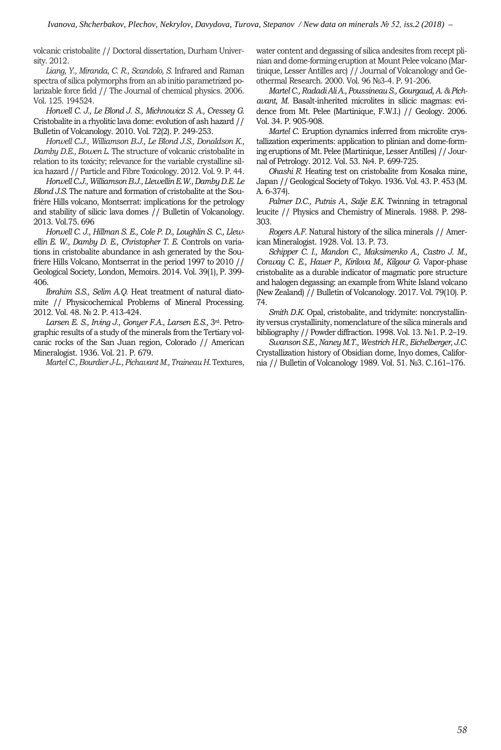volcanic cristobalite // Doctoral dissertation, Durham University. 2012.

*Liang, Y., Miranda, C. R., Scandolo, S.* Infrared and Raman spectra of silica polymorphs from an ab initio parametrized polarizable force field // The Journal of chemical physics. 2006. Vol. 125. 194524.

*Horwell C. J., Le Blond J. S., Michnowicz S. A., Cressey G.* Cristobalite in a rhyolitic lava dome: evolution of ash hazard // Bulletin of Volcanology. 2010. Vol. 72(2). P. 249-253.

*Horwell C.J., Williamson B.J., Le Blond J.S., Donaldson K., Damby D.E., Bowen L.* The structure of volcanic cristobalite in relation to its toxicity; relevance for the variable crystalline silica hazard // Particle and Fibre Toxicology. 2012. Vol. 9. P. 44.

*Horwell C.J., Williamson B.J., Llewellin E.W., Damby D.E. Le Blond J.S.* The nature and formation of cristobalite at the Soufrière Hills volcano, Montserrat: implications for the petrology and stability of silicic lava domes // Bulletin of Volcanology. 2013. Vol.75. 696

*Horwell C. J., Hillman S. E., Cole P. D., Loughlin S. C., Llewellin E. W., Damby D. E., Christopher T. E.* Controls on variations in cristobalite abundance in ash generated by the Soufriere Hills Volcano, Montserrat in the period 1997 to 2010 // Geological Society, London, Memoirs. 2014. Vol. 39(1), P. 399-406.

*Ibrahim S.S., Selim A.Q.* Heat treatment of natural diatomite // Physicochemical Problems of Mineral Processing. 2012. Vol. 48. № 2. P. 413-424.

*Larsen E. S., Irving J., Gonyer F.A., Larsen E.S.,* 3rd. Petrographic results of a study of the minerals from the Tertiary volcanic rocks of the San Juan region, Colorado // American Mineralogist. 1936. Vol. 21. P. 679.

*Martel C., Bourdier J-L., Pichavant M., Traineau H.* Textures, water content and degassing of silica andesites from recept plinian and dome-forming eruption at Mount Pelee volcano (Martinique, Lesser Antilles arc) // Journal of Volcanology and Geothermal Research. 2000. Vol. 96 №3-4. P. 91-206.

*Martel C., Radadi Ali A., Poussineau S., Gourgaud, A. & Pichavant, M.* Basalt-inherited microlites in silicic magmas: evidence from Mt. Pelee (Martinique, F.W.I.) // Geology. 2006. Vol. 34. P. 905-908.

*Martel C.* Eruption dynamics inferred from microlite crystallization experiments: application to plinian and dome-forming eruptions of Mt. Pelee (Martinique, Lesser Antilles) // Journal of Petrology. 2012. Vol. 53. №4. P. 699-725.

*Ohashi R.* Heating test on cristobalite from Kosaka mine, Japan // Geological Society of Tokyo. 1936. Vol. 43. P. 453 (M. A. 6-374).

*Palmer D.C., Putnis A., Salje E.K.* Twinning in tetragonal leucite // Physics and Chemistry of Minerals. 1988. P. 298-303.

*Rogers A.F.* Natural history of the silica minerals // American Mineralogist. 1928. Vol. 13. P. 73.

*Schipper C. I., Mandon C., Maksimenko A., Castro J. M., Conway C. E., Hauer P., Kirilova M., Kilgour G.* Vapor-phase cristobalite as a durable indicator of magmatic pore structure and halogen degassing: an example from White Island volcano (New Zealand) // Bulletin of Volcanology. 2017. Vol. 79(10). P. 74.

*Smith D.K.* Opal, cristobalite, and tridymite: noncrystallinity versus crystallinity, nomenclature of the silica minerals and bibliography // Powder diffraction. 1998. Vol. 13. №1. P. 2–19.

*Swanson S.E., Naney M.T., Westrich H.R., Eichelberger, J.C.* Crystallization history of Obsidian dome, Inyo domes, California // Bulletin of Volcanology 1989. Vol. 51. №3. C.161–176.